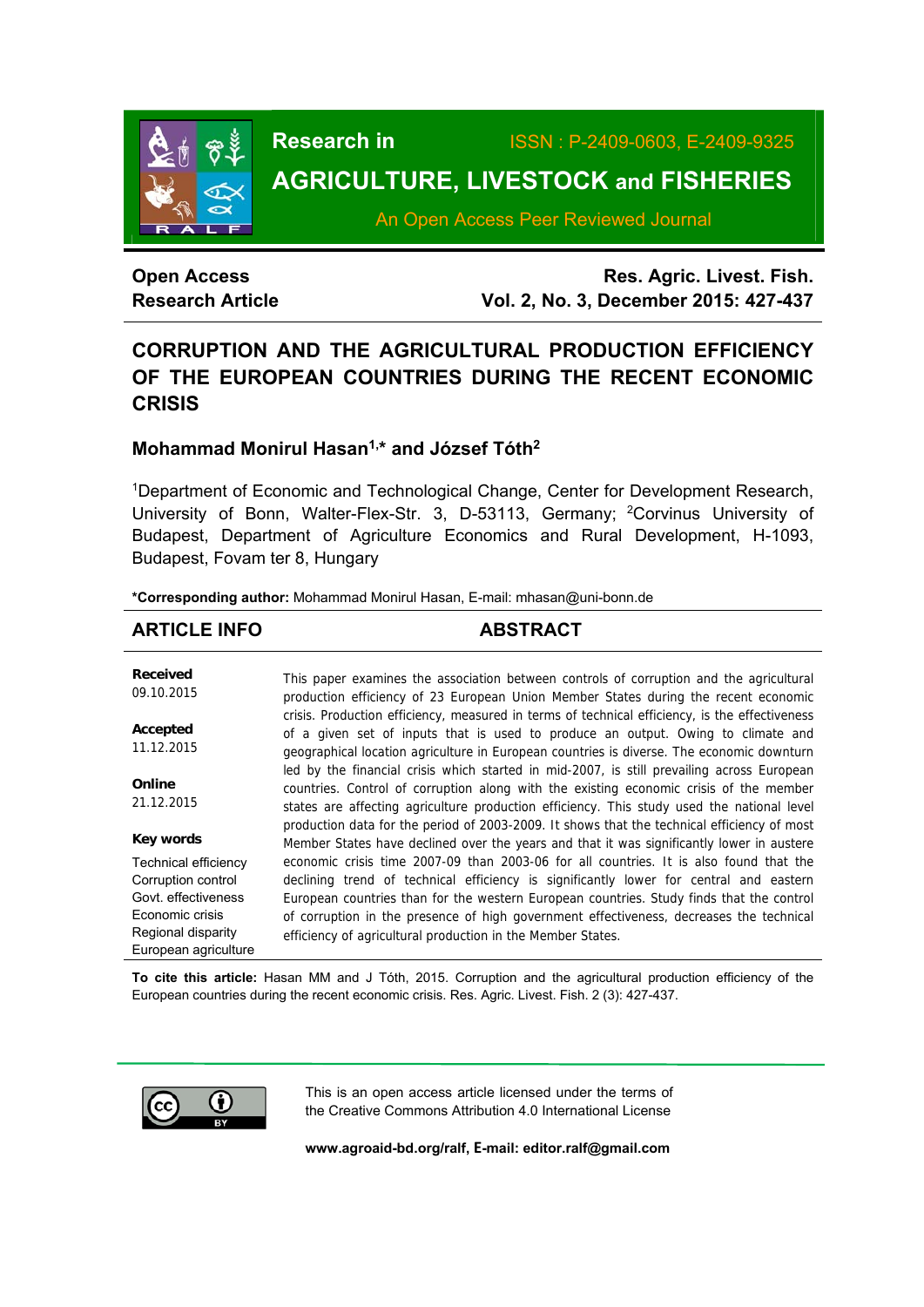Research in

ISSN : P-2409-0603, E-2409-9325

AGRICULTURE, LIVESTOCK and FISHERIES

An Open Access Peer Reviewed Journal

**Open Access**
**Research Article**

**Res. Agric. Livest. Fish.**
**Vol. 2, No. 3, December 2015: 427-437**

# CORRUPTION AND THE AGRICULTURAL PRODUCTION EFFICIENCY OF THE EUROPEAN COUNTRIES DURING THE RECENT ECONOMIC CRISIS

**Mohammad Monirul Hasan[1,*] and József Tóth[2]**

[1]Department of Economic and Technological Change, Center for Development Research, University of Bonn, Walter-Flex-Str. 3, D-53113, Germany; [2]Corvinus University of Budapest, Department of Agriculture Economics and Rural Development, H-1093, Budapest, Fovam ter 8, Hungary

**\*Corresponding author:** Mohammad Monirul Hasan, E-mail: mhasan@uni-bonn.de

## ARTICLE INFO

**Received**
09.10.2015

**Accepted**
11.12.2015

**Online**
21.12.2015

**Key words**
Technical efficiency
Corruption control
Govt. effectiveness
Economic crisis
Regional disparity
European agriculture

## ABSTRACT

This paper examines the association between controls of corruption and the agricultural production efficiency of 23 European Union Member States during the recent economic crisis. Production efficiency, measured in terms of technical efficiency, is the effectiveness of a given set of inputs that is used to produce an output. Owing to climate and geographical location agriculture in European countries is diverse. The economic downturn led by the financial crisis which started in mid-2007, is still prevailing across European countries. Control of corruption along with the existing economic crisis of the member states are affecting agriculture production efficiency. This study used the national level production data for the period of 2003-2009. It shows that the technical efficiency of most Member States have declined over the years and that it was significantly lower in austere economic crisis time 2007-09 than 2003-06 for all countries. It is also found that the declining trend of technical efficiency is significantly lower for central and eastern European countries than for the western European countries. Study finds that the control of corruption in the presence of high government effectiveness, decreases the technical efficiency of agricultural production in the Member States.

**To cite this article:** Hasan MM and J Tóth, 2015. Corruption and the agricultural production efficiency of the European countries during the recent economic crisis. Res. Agric. Livest. Fish. 2 (3): 427-437.

This is an open access article licensed under the terms of the Creative Commons Attribution 4.0 International License

**www.agroaid-bd.org/ralf, E-mail: editor.ralf@gmail.com**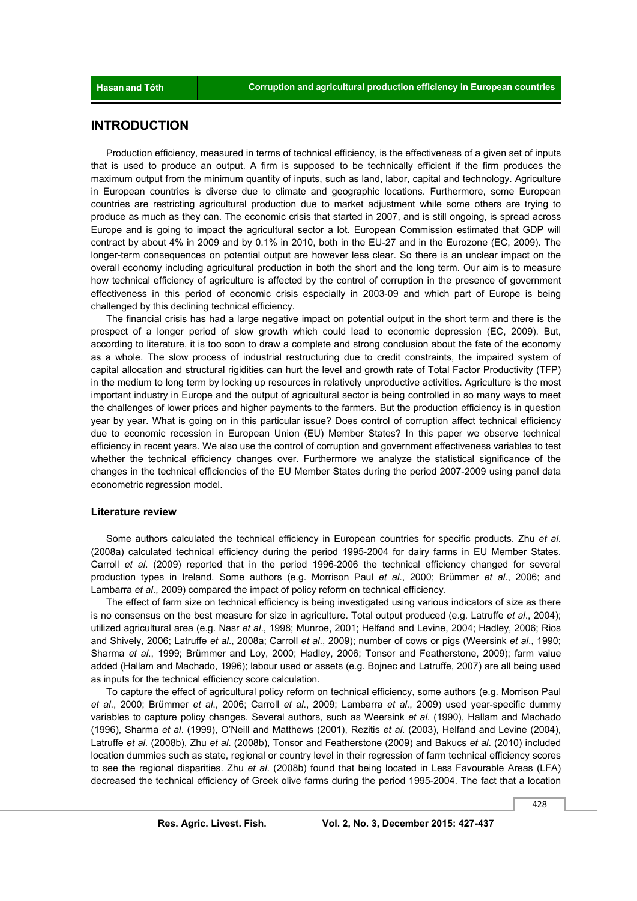## INTRODUCTION

Production efficiency, measured in terms of technical efficiency, is the effectiveness of a given set of inputs that is used to produce an output. A firm is supposed to be technically efficient if the firm produces the maximum output from the minimum quantity of inputs, such as land, labor, capital and technology. Agriculture in European countries is diverse due to climate and geographic locations. Furthermore, some European countries are restricting agricultural production due to market adjustment while some others are trying to produce as much as they can. The economic crisis that started in 2007, and is still ongoing, is spread across Europe and is going to impact the agricultural sector a lot. European Commission estimated that GDP will contract by about 4% in 2009 and by 0.1% in 2010, both in the EU-27 and in the Eurozone (EC, 2009). The longer-term consequences on potential output are however less clear. So there is an unclear impact on the overall economy including agricultural production in both the short and the long term. Our aim is to measure how technical efficiency of agriculture is affected by the control of corruption in the presence of government effectiveness in this period of economic crisis especially in 2003-09 and which part of Europe is being challenged by this declining technical efficiency.

The financial crisis has had a large negative impact on potential output in the short term and there is the prospect of a longer period of slow growth which could lead to economic depression (EC, 2009). But, according to literature, it is too soon to draw a complete and strong conclusion about the fate of the economy as a whole. The slow process of industrial restructuring due to credit constraints, the impaired system of capital allocation and structural rigidities can hurt the level and growth rate of Total Factor Productivity (TFP) in the medium to long term by locking up resources in relatively unproductive activities. Agriculture is the most important industry in Europe and the output of agricultural sector is being controlled in so many ways to meet the challenges of lower prices and higher payments to the farmers. But the production efficiency is in question year by year. What is going on in this particular issue? Does control of corruption affect technical efficiency due to economic recession in European Union (EU) Member States? In this paper we observe technical efficiency in recent years. We also use the control of corruption and government effectiveness variables to test whether the technical efficiency changes over. Furthermore we analyze the statistical significance of the changes in the technical efficiencies of the EU Member States during the period 2007-2009 using panel data econometric regression model.

### Literature review

Some authors calculated the technical efficiency in European countries for specific products. Zhu *et al*. (2008a) calculated technical efficiency during the period 1995-2004 for dairy farms in EU Member States. Carroll *et al*. (2009) reported that in the period 1996-2006 the technical efficiency changed for several production types in Ireland. Some authors (e.g. Morrison Paul *et al*., 2000; Brümmer *et al*., 2006; and Lambarra *et al*., 2009) compared the impact of policy reform on technical efficiency.

The effect of farm size on technical efficiency is being investigated using various indicators of size as there is no consensus on the best measure for size in agriculture. Total output produced (e.g. Latruffe *et al*., 2004); utilized agricultural area (e.g. Nasr *et al*., 1998; Munroe, 2001; Helfand and Levine, 2004; Hadley, 2006; Rios and Shively, 2006; Latruffe *et al*., 2008a; Carroll *et al*., 2009); number of cows or pigs (Weersink *et al*., 1990; Sharma *et al*., 1999; Brümmer and Loy, 2000; Hadley, 2006; Tonsor and Featherstone, 2009); farm value added (Hallam and Machado, 1996); labour used or assets (e.g. Bojnec and Latruffe, 2007) are all being used as inputs for the technical efficiency score calculation.

To capture the effect of agricultural policy reform on technical efficiency, some authors (e.g. Morrison Paul *et al*., 2000; Brümmer *et al*., 2006; Carroll *et al*., 2009; Lambarra *et al*., 2009) used year-specific dummy variables to capture policy changes. Several authors, such as Weersink *et al*. (1990), Hallam and Machado (1996), Sharma *et al*. (1999), O'Neill and Matthews (2001), Rezitis *et al*. (2003), Helfand and Levine (2004), Latruffe *et al*. (2008b), Zhu *et al*. (2008b), Tonsor and Featherstone (2009) and Bakucs *et al*. (2010) included location dummies such as state, regional or country level in their regression of farm technical efficiency scores to see the regional disparities. Zhu *et al*. (2008b) found that being located in Less Favourable Areas (LFA) decreased the technical efficiency of Greek olive farms during the period 1995-2004. The fact that a location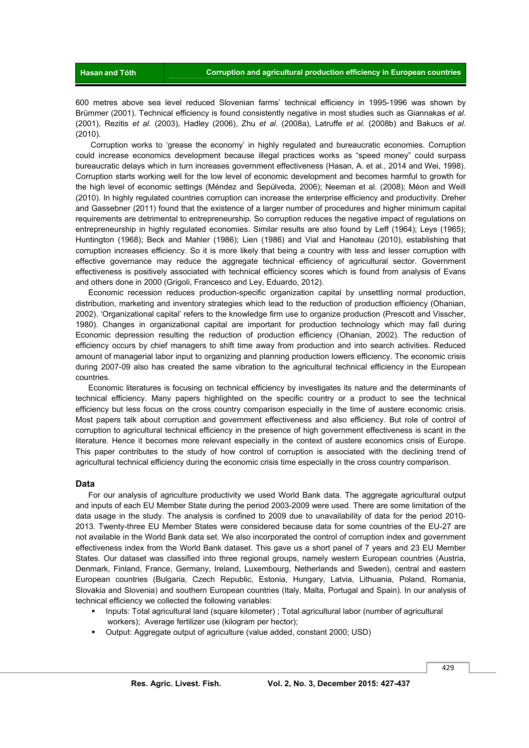600 metres above sea level reduced Slovenian farms' technical efficiency in 1995-1996 was shown by Brümmer (2001). Technical efficiency is found consistently negative in most studies such as Giannakas *et al*. (2001), Rezitis *et al*. (2003), Hadley (2006), Zhu *et al*. (2008a), Latruffe *et al*. (2008b) and Bakucs *et al*. (2010).

Corruption works to 'grease the economy' in highly regulated and bureaucratic economies. Corruption could increase economics development because illegal practices works as "speed money" could surpass bureaucratic delays which in turn increases government effectiveness (Hasan, A. et al., 2014 and Wei, 1998). Corruption starts working well for the low level of economic development and becomes harmful to growth for the high level of economic settings (Méndez and Sepúlveda, 2006); Neeman et al. (2008); Méon and Weill (2010). In highly regulated countries corruption can increase the enterprise efficiency and productivity. Dreher and Gassebner (2011) found that the existence of a larger number of procedures and higher minimum capital requirements are detrimental to entrepreneurship. So corruption reduces the negative impact of regulations on entrepreneurship in highly regulated economies. Similar results are also found by Leff (1964); Leys (1965); Huntington (1968); Beck and Mahler (1986); Lien (1986) and Vial and Hanoteau (2010), establishing that corruption increases efficiency. So it is more likely that being a country with less and lesser corruption with effective governance may reduce the aggregate technical efficiency of agricultural sector. Government effectiveness is positively associated with technical efficiency scores which is found from analysis of Evans and others done in 2000 (Grigoli, Francesco and Ley, Eduardo, 2012).

Economic recession reduces production-specific organization capital by unsettling normal production, distribution, marketing and inventory strategies which lead to the reduction of production efficiency (Ohanian, 2002). 'Organizational capital' refers to the knowledge firm use to organize production (Prescott and Visscher, 1980). Changes in organizational capital are important for production technology which may fall during Economic depression resulting the reduction of production efficiency (Ohanian, 2002). The reduction of efficiency occurs by chief managers to shift time away from production and into search activities. Reduced amount of managerial labor input to organizing and planning production lowers efficiency. The economic crisis during 2007-09 also has created the same vibration to the agricultural technical efficiency in the European countries.

Economic literatures is focusing on technical efficiency by investigates its nature and the determinants of technical efficiency. Many papers highlighted on the specific country or a product to see the technical efficiency but less focus on the cross country comparison especially in the time of austere economic crisis. Most papers talk about corruption and government effectiveness and also efficiency. But role of control of corruption to agricultural technical efficiency in the presence of high government effectiveness is scant in the literature. Hence it becomes more relevant especially in the context of austere economics crisis of Europe. This paper contributes to the study of how control of corruption is associated with the declining trend of agricultural technical efficiency during the economic crisis time especially in the cross country comparison.

## Data

For our analysis of agriculture productivity we used World Bank data. The aggregate agricultural output and inputs of each EU Member State during the period 2003-2009 were used. There are some limitation of the data usage in the study. The analysis is confined to 2009 due to unavailability of data for the period 2010-2013. Twenty-three EU Member States were considered because data for some countries of the EU-27 are not available in the World Bank data set. We also incorporated the control of corruption index and government effectiveness index from the World Bank dataset. This gave us a short panel of 7 years and 23 EU Member States. Our dataset was classified into three regional groups, namely western European countries (Austria, Denmark, Finland, France, Germany, Ireland, Luxembourg, Netherlands and Sweden), central and eastern European countries (Bulgaria, Czech Republic, Estonia, Hungary, Latvia, Lithuania, Poland, Romania, Slovakia and Slovenia) and southern European countries (Italy, Malta, Portugal and Spain). In our analysis of technical efficiency we collected the following variables:

- Inputs: Total agricultural land (square kilometer) ; Total agricultural labor (number of agricultural workers); Average fertilizer use (kilogram per hector);
- Output: Aggregate output of agriculture (value added, constant 2000; USD)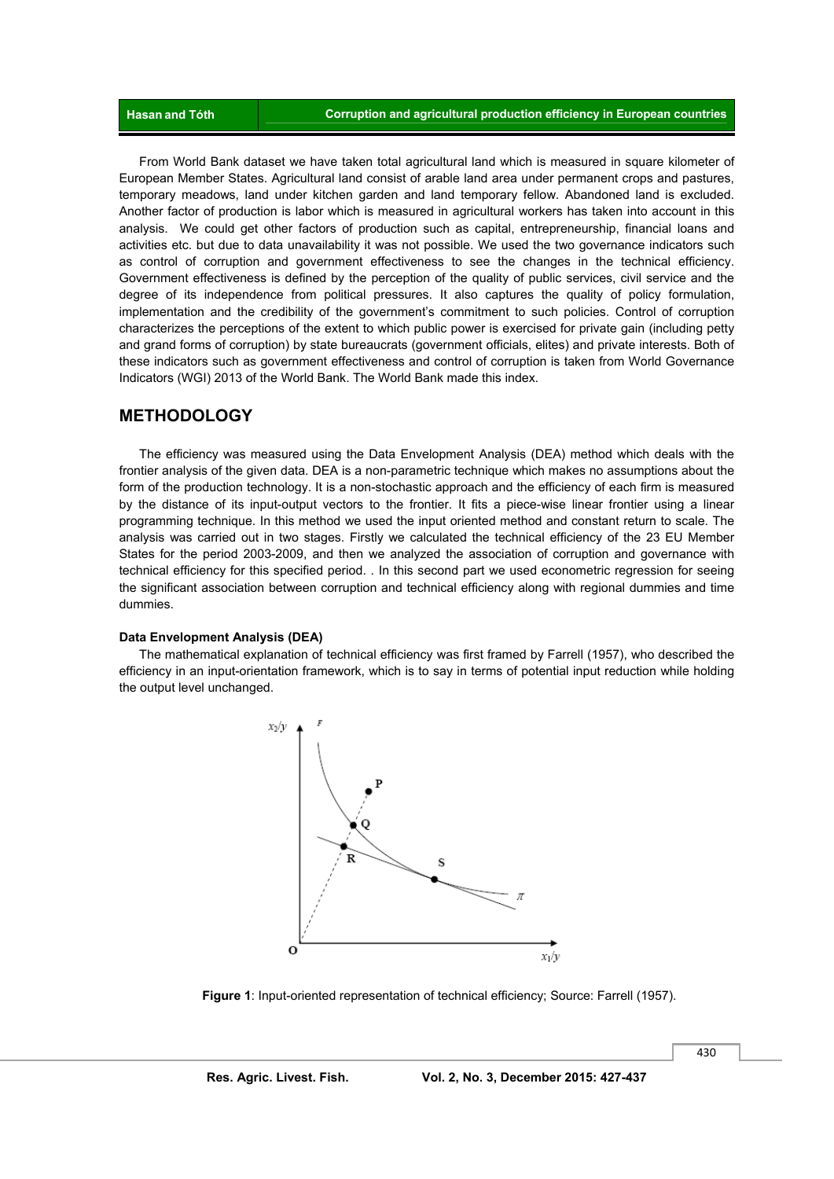From World Bank dataset we have taken total agricultural land which is measured in square kilometer of European Member States. Agricultural land consist of arable land area under permanent crops and pastures, temporary meadows, land under kitchen garden and land temporary fellow. Abandoned land is excluded. Another factor of production is labor which is measured in agricultural workers has taken into account in this analysis. We could get other factors of production such as capital, entrepreneurship, financial loans and activities etc. but due to data unavailability it was not possible. We used the two governance indicators such as control of corruption and government effectiveness to see the changes in the technical efficiency. Government effectiveness is defined by the perception of the quality of public services, civil service and the degree of its independence from political pressures. It also captures the quality of policy formulation, implementation and the credibility of the government's commitment to such policies. Control of corruption characterizes the perceptions of the extent to which public power is exercised for private gain (including petty and grand forms of corruption) by state bureaucrats (government officials, elites) and private interests. Both of these indicators such as government effectiveness and control of corruption is taken from World Governance Indicators (WGI) 2013 of the World Bank. The World Bank made this index.

## METHODOLOGY

The efficiency was measured using the Data Envelopment Analysis (DEA) method which deals with the frontier analysis of the given data. DEA is a non-parametric technique which makes no assumptions about the form of the production technology. It is a non-stochastic approach and the efficiency of each firm is measured by the distance of its input-output vectors to the frontier. It fits a piece-wise linear frontier using a linear programming technique. In this method we used the input oriented method and constant return to scale. The analysis was carried out in two stages. Firstly we calculated the technical efficiency of the 23 EU Member States for the period 2003-2009, and then we analyzed the association of corruption and governance with technical efficiency for this specified period. . In this second part we used econometric regression for seeing the significant association between corruption and technical efficiency along with regional dummies and time dummies.

### Data Envelopment Analysis (DEA)

The mathematical explanation of technical efficiency was first framed by Farrell (1957), who described the efficiency in an input-orientation framework, which is to say in terms of potential input reduction while holding the output level unchanged.

**Figure 1**: Input-oriented representation of technical efficiency; Source: Farrell (1957).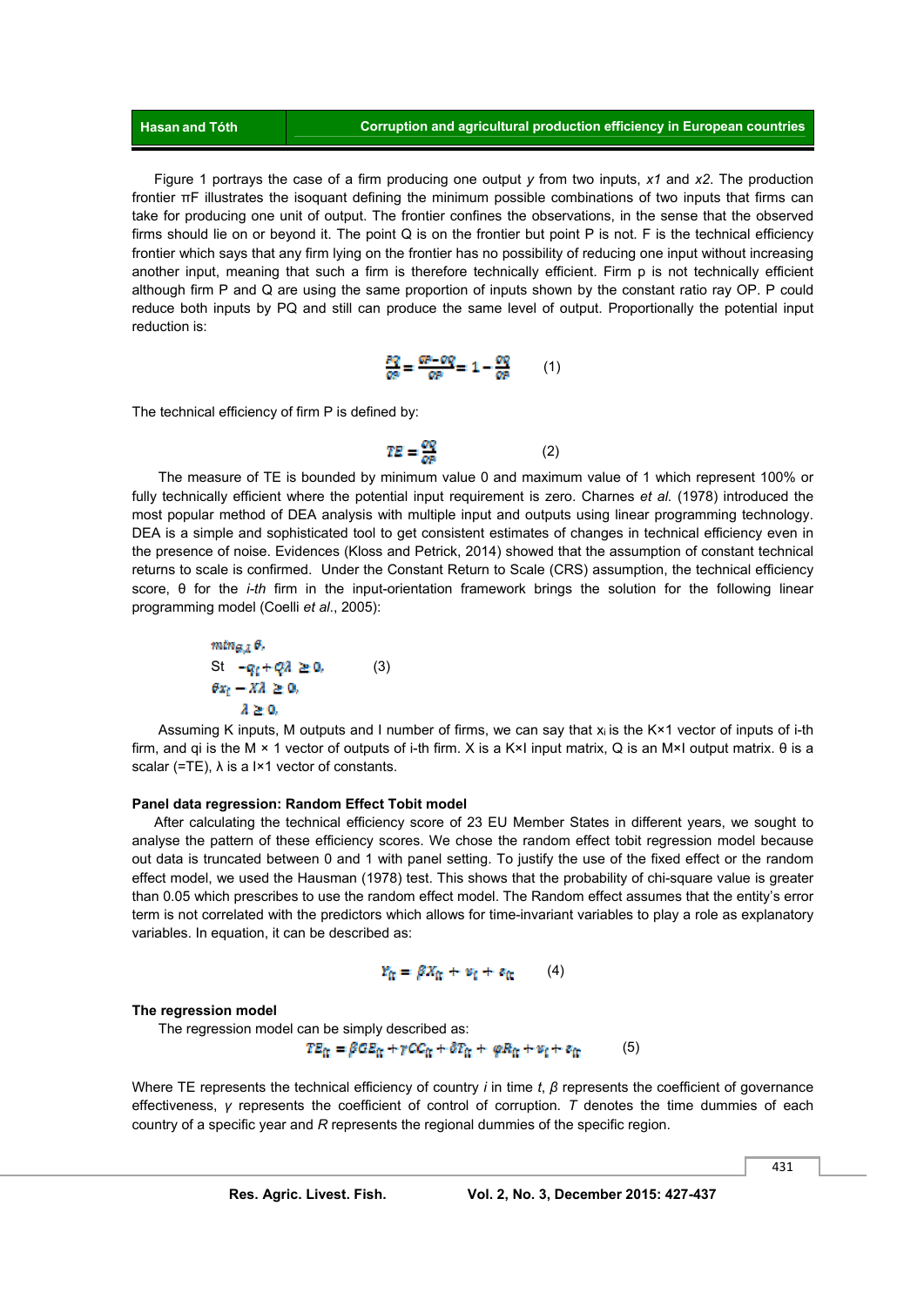Figure 1 portrays the case of a firm producing one output *y* from two inputs, *x1* and *x2*. The production frontier πF illustrates the isoquant defining the minimum possible combinations of two inputs that firms can take for producing one unit of output. The frontier confines the observations, in the sense that the observed firms should lie on or beyond it. The point Q is on the frontier but point P is not. F is the technical efficiency frontier which says that any firm lying on the frontier has no possibility of reducing one input without increasing another input, meaning that such a firm is therefore technically efficient. Firm p is not technically efficient although firm P and Q are using the same proportion of inputs shown by the constant ratio ray OP. P could reduce both inputs by PQ and still can produce the same level of output. Proportionally the potential input reduction is:

$$\frac{PQ}{OP} = \frac{OP-OQ}{OP} = 1 - \frac{OQ}{OP} \qquad (1)$$

The technical efficiency of firm P is defined by:

$$TE = \frac{OQ}{OP} \qquad (2)$$

The measure of TE is bounded by minimum value 0 and maximum value of 1 which represent 100% or fully technically efficient where the potential input requirement is zero. Charnes *et al.* (1978) introduced the most popular method of DEA analysis with multiple input and outputs using linear programming technology. DEA is a simple and sophisticated tool to get consistent estimates of changes in technical efficiency even in the presence of noise. Evidences (Kloss and Petrick, 2014) showed that the assumption of constant technical returns to scale is confirmed. Under the Constant Return to Scale (CRS) assumption, the technical efficiency score, θ for the *i-th* firm in the input-orientation framework brings the solution for the following linear programming model (Coelli *et al*., 2005):

$$\begin{aligned} &\min_{\theta,\lambda} \theta, \\ &\text{St} \quad -q_i + Q\lambda \geq 0, \\ &\theta x_i - X\lambda \geq 0, \\ &\lambda \geq 0, \end{aligned} \qquad (3)$$

Assuming K inputs, M outputs and I number of firms, we can say that $x_i$ is the K×1 vector of inputs of i-th firm, and qi is the M × 1 vector of outputs of i-th firm. X is a K×I input matrix, Q is an M×I output matrix. θ is a scalar (=TE), λ is a I×1 vector of constants.

**Panel data regression: Random Effect Tobit model**

After calculating the technical efficiency score of 23 EU Member States in different years, we sought to analyse the pattern of these efficiency scores. We chose the random effect tobit regression model because out data is truncated between 0 and 1 with panel setting. To justify the use of the fixed effect or the random effect model, we used the Hausman (1978) test. This shows that the probability of chi-square value is greater than 0.05 which prescribes to use the random effect model. The Random effect assumes that the entity's error term is not correlated with the predictors which allows for time-invariant variables to play a role as explanatory variables. In equation, it can be described as:

$$Y_{it} = \beta X_{it} + v_i + \varepsilon_{it} \qquad (4)$$

**The regression model**

The regression model can be simply described as:

$$TE_{it} = \beta GE_{it} + \gamma CC_{it} + \delta T_{it} + \varphi R_{it} + v_i + \varepsilon_{it} \qquad (5)$$

Where TE represents the technical efficiency of country *i* in time *t*, *β* represents the coefficient of governance effectiveness, *γ* represents the coefficient of control of corruption. *T* denotes the time dummies of each country of a specific year and *R* represents the regional dummies of the specific region.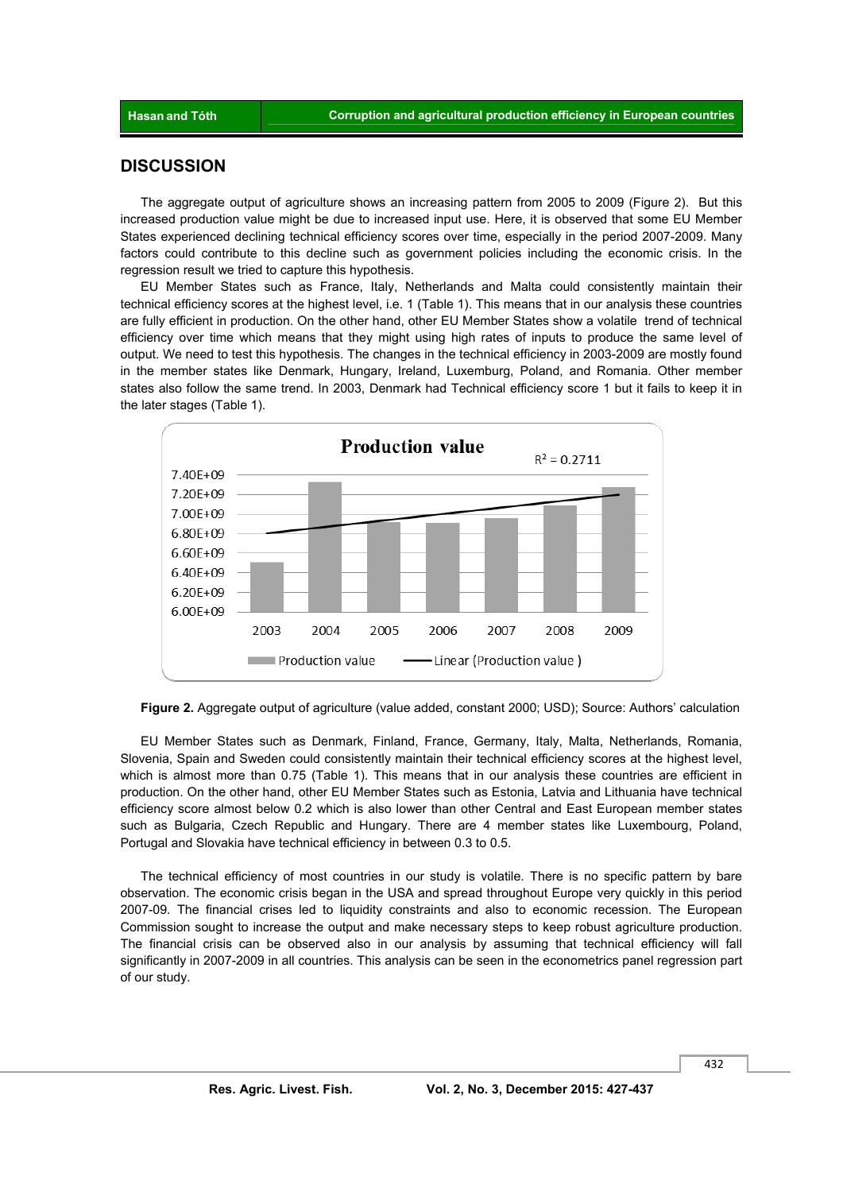## DISCUSSION

The aggregate output of agriculture shows an increasing pattern from 2005 to 2009 (Figure 2). But this increased production value might be due to increased input use. Here, it is observed that some EU Member States experienced declining technical efficiency scores over time, especially in the period 2007-2009. Many factors could contribute to this decline such as government policies including the economic crisis. In the regression result we tried to capture this hypothesis.

EU Member States such as France, Italy, Netherlands and Malta could consistently maintain their technical efficiency scores at the highest level, i.e. 1 (Table 1). This means that in our analysis these countries are fully efficient in production. On the other hand, other EU Member States show a volatile trend of technical efficiency over time which means that they might using high rates of inputs to produce the same level of output. We need to test this hypothesis. The changes in the technical efficiency in 2003-2009 are mostly found in the member states like Denmark, Hungary, Ireland, Luxemburg, Poland, and Romania. Other member states also follow the same trend. In 2003, Denmark had Technical efficiency score 1 but it fails to keep it in the later stages (Table 1).

**Figure 2.** Aggregate output of agriculture (value added, constant 2000; USD); Source: Authors' calculation

EU Member States such as Denmark, Finland, France, Germany, Italy, Malta, Netherlands, Romania, Slovenia, Spain and Sweden could consistently maintain their technical efficiency scores at the highest level, which is almost more than 0.75 (Table 1). This means that in our analysis these countries are efficient in production. On the other hand, other EU Member States such as Estonia, Latvia and Lithuania have technical efficiency score almost below 0.2 which is also lower than other Central and East European member states such as Bulgaria, Czech Republic and Hungary. There are 4 member states like Luxembourg, Poland, Portugal and Slovakia have technical efficiency in between 0.3 to 0.5.

The technical efficiency of most countries in our study is volatile. There is no specific pattern by bare observation. The economic crisis began in the USA and spread throughout Europe very quickly in this period 2007-09. The financial crises led to liquidity constraints and also to economic recession. The European Commission sought to increase the output and make necessary steps to keep robust agriculture production. The financial crisis can be observed also in our analysis by assuming that technical efficiency will fall significantly in 2007-2009 in all countries. This analysis can be seen in the econometrics panel regression part of our study.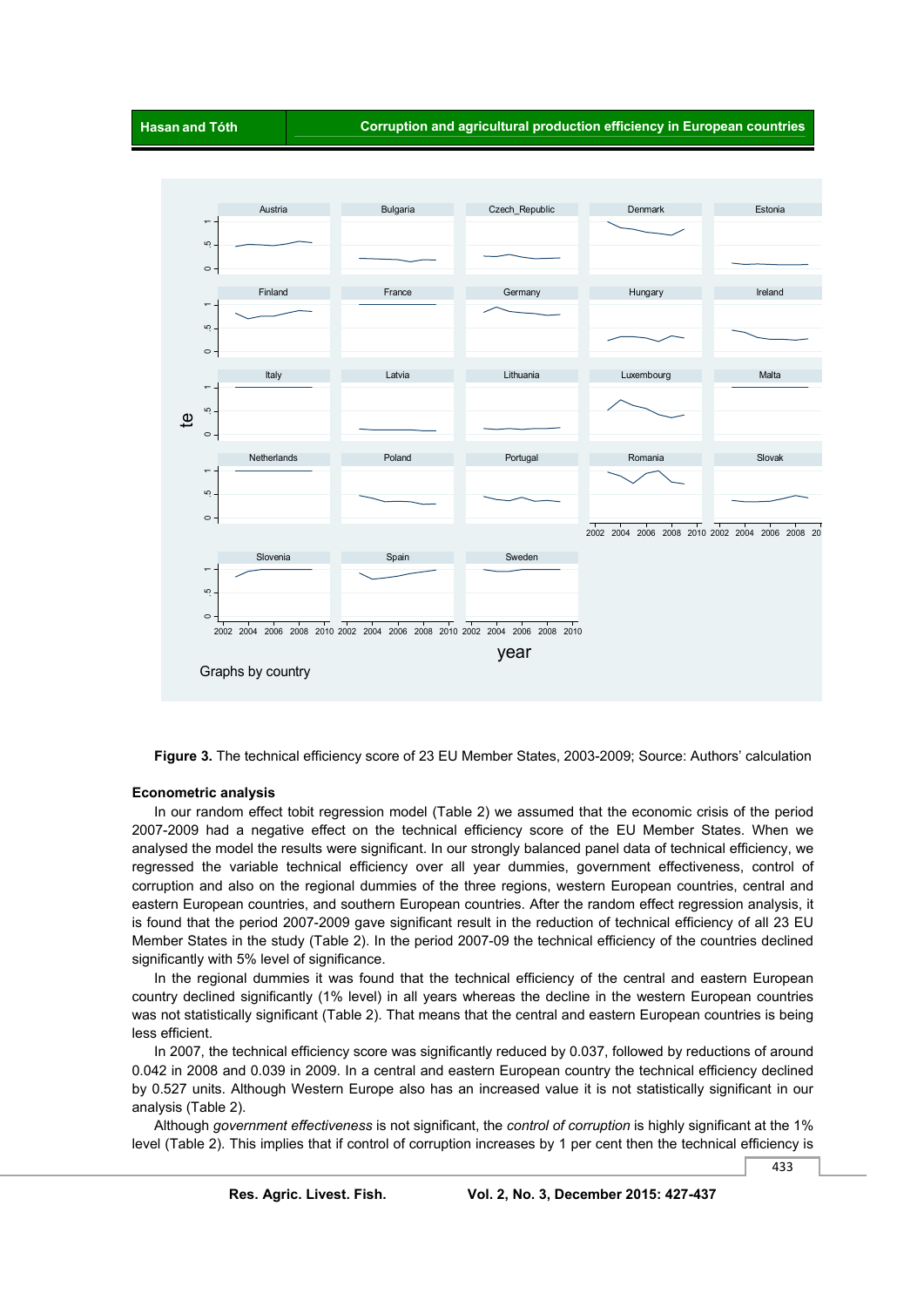**Figure 3.** The technical efficiency score of 23 EU Member States, 2003-2009; Source: Authors' calculation

**Econometric analysis**

In our random effect tobit regression model (Table 2) we assumed that the economic crisis of the period 2007-2009 had a negative effect on the technical efficiency score of the EU Member States. When we analysed the model the results were significant. In our strongly balanced panel data of technical efficiency, we regressed the variable technical efficiency over all year dummies, government effectiveness, control of corruption and also on the regional dummies of the three regions, western European countries, central and eastern European countries, and southern European countries. After the random effect regression analysis, it is found that the period 2007-2009 gave significant result in the reduction of technical efficiency of all 23 EU Member States in the study (Table 2). In the period 2007-09 the technical efficiency of the countries declined significantly with 5% level of significance.

In the regional dummies it was found that the technical efficiency of the central and eastern European country declined significantly (1% level) in all years whereas the decline in the western European countries was not statistically significant (Table 2). That means that the central and eastern European countries is being less efficient.

In 2007, the technical efficiency score was significantly reduced by 0.037, followed by reductions of around 0.042 in 2008 and 0.039 in 2009. In a central and eastern European country the technical efficiency declined by 0.527 units. Although Western Europe also has an increased value it is not statistically significant in our analysis (Table 2).

Although *government effectiveness* is not significant, the *control of corruption* is highly significant at the 1% level (Table 2). This implies that if control of corruption increases by 1 per cent then the technical efficiency is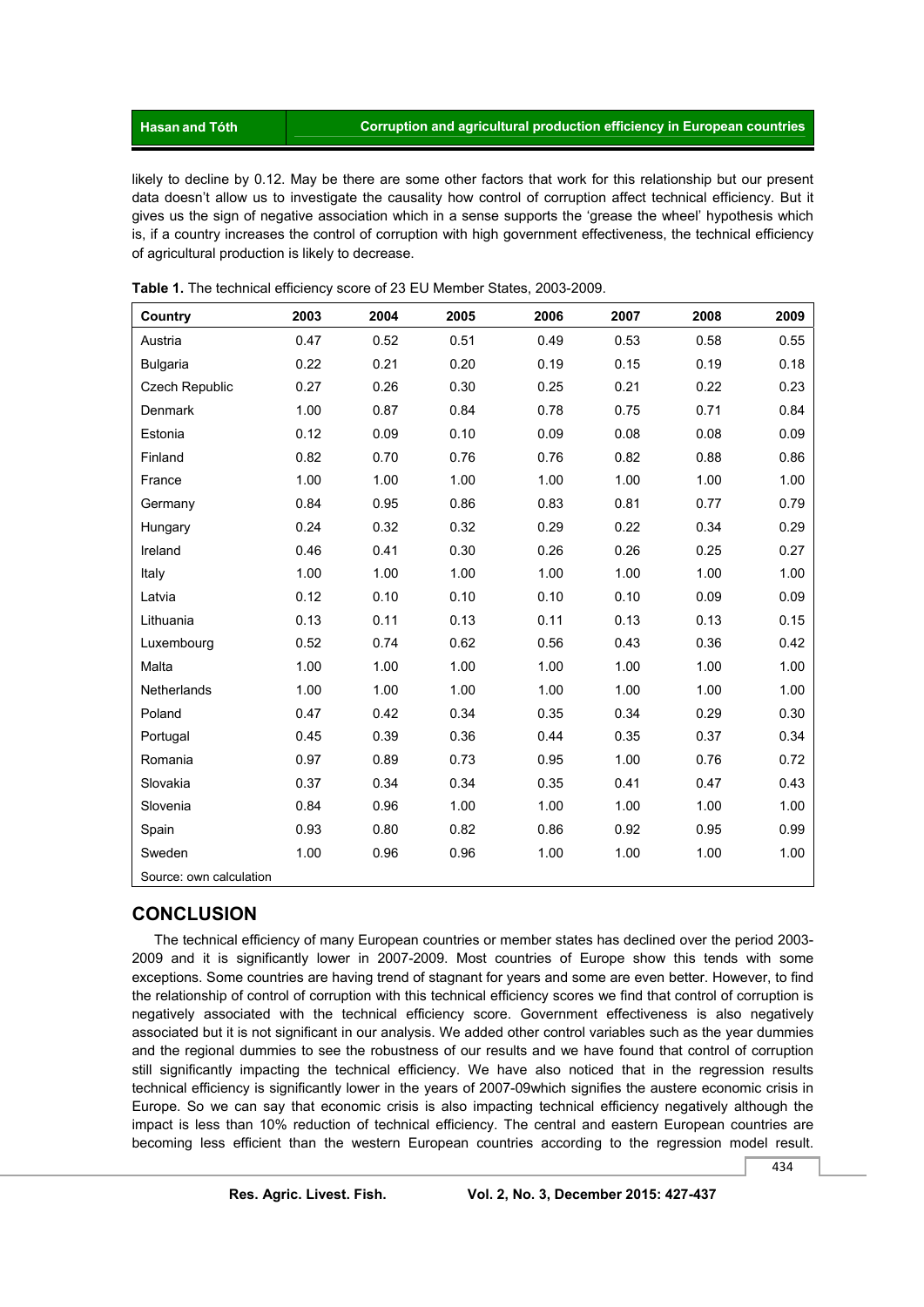likely to decline by 0.12. May be there are some other factors that work for this relationship but our present data doesn't allow us to investigate the causality how control of corruption affect technical efficiency. But it gives us the sign of negative association which in a sense supports the 'grease the wheel' hypothesis which is, if a country increases the control of corruption with high government effectiveness, the technical efficiency of agricultural production is likely to decrease.

**Table 1.** The technical efficiency score of 23 EU Member States, 2003-2009.

| Country | 2003 | 2004 | 2005 | 2006 | 2007 | 2008 | 2009 |
|---|---|---|---|---|---|---|---|
| Austria | 0.47 | 0.52 | 0.51 | 0.49 | 0.53 | 0.58 | 0.55 |
| Bulgaria | 0.22 | 0.21 | 0.20 | 0.19 | 0.15 | 0.19 | 0.18 |
| Czech Republic | 0.27 | 0.26 | 0.30 | 0.25 | 0.21 | 0.22 | 0.23 |
| Denmark | 1.00 | 0.87 | 0.84 | 0.78 | 0.75 | 0.71 | 0.84 |
| Estonia | 0.12 | 0.09 | 0.10 | 0.09 | 0.08 | 0.08 | 0.09 |
| Finland | 0.82 | 0.70 | 0.76 | 0.76 | 0.82 | 0.88 | 0.86 |
| France | 1.00 | 1.00 | 1.00 | 1.00 | 1.00 | 1.00 | 1.00 |
| Germany | 0.84 | 0.95 | 0.86 | 0.83 | 0.81 | 0.77 | 0.79 |
| Hungary | 0.24 | 0.32 | 0.32 | 0.29 | 0.22 | 0.34 | 0.29 |
| Ireland | 0.46 | 0.41 | 0.30 | 0.26 | 0.26 | 0.25 | 0.27 |
| Italy | 1.00 | 1.00 | 1.00 | 1.00 | 1.00 | 1.00 | 1.00 |
| Latvia | 0.12 | 0.10 | 0.10 | 0.10 | 0.10 | 0.09 | 0.09 |
| Lithuania | 0.13 | 0.11 | 0.13 | 0.11 | 0.13 | 0.13 | 0.15 |
| Luxembourg | 0.52 | 0.74 | 0.62 | 0.56 | 0.43 | 0.36 | 0.42 |
| Malta | 1.00 | 1.00 | 1.00 | 1.00 | 1.00 | 1.00 | 1.00 |
| Netherlands | 1.00 | 1.00 | 1.00 | 1.00 | 1.00 | 1.00 | 1.00 |
| Poland | 0.47 | 0.42 | 0.34 | 0.35 | 0.34 | 0.29 | 0.30 |
| Portugal | 0.45 | 0.39 | 0.36 | 0.44 | 0.35 | 0.37 | 0.34 |
| Romania | 0.97 | 0.89 | 0.73 | 0.95 | 1.00 | 0.76 | 0.72 |
| Slovakia | 0.37 | 0.34 | 0.34 | 0.35 | 0.41 | 0.47 | 0.43 |
| Slovenia | 0.84 | 0.96 | 1.00 | 1.00 | 1.00 | 1.00 | 1.00 |
| Spain | 0.93 | 0.80 | 0.82 | 0.86 | 0.92 | 0.95 | 0.99 |
| Sweden | 1.00 | 0.96 | 0.96 | 1.00 | 1.00 | 1.00 | 1.00 |

Source: own calculation

## CONCLUSION

The technical efficiency of many European countries or member states has declined over the period 2003-2009 and it is significantly lower in 2007-2009. Most countries of Europe show this tends with some exceptions. Some countries are having trend of stagnant for years and some are even better. However, to find the relationship of control of corruption with this technical efficiency scores we find that control of corruption is negatively associated with the technical efficiency score. Government effectiveness is also negatively associated but it is not significant in our analysis. We added other control variables such as the year dummies and the regional dummies to see the robustness of our results and we have found that control of corruption still significantly impacting the technical efficiency. We have also noticed that in the regression results technical efficiency is significantly lower in the years of 2007-09which signifies the austere economic crisis in Europe. So we can say that economic crisis is also impacting technical efficiency negatively although the impact is less than 10% reduction of technical efficiency. The central and eastern European countries are becoming less efficient than the western European countries according to the regression model result.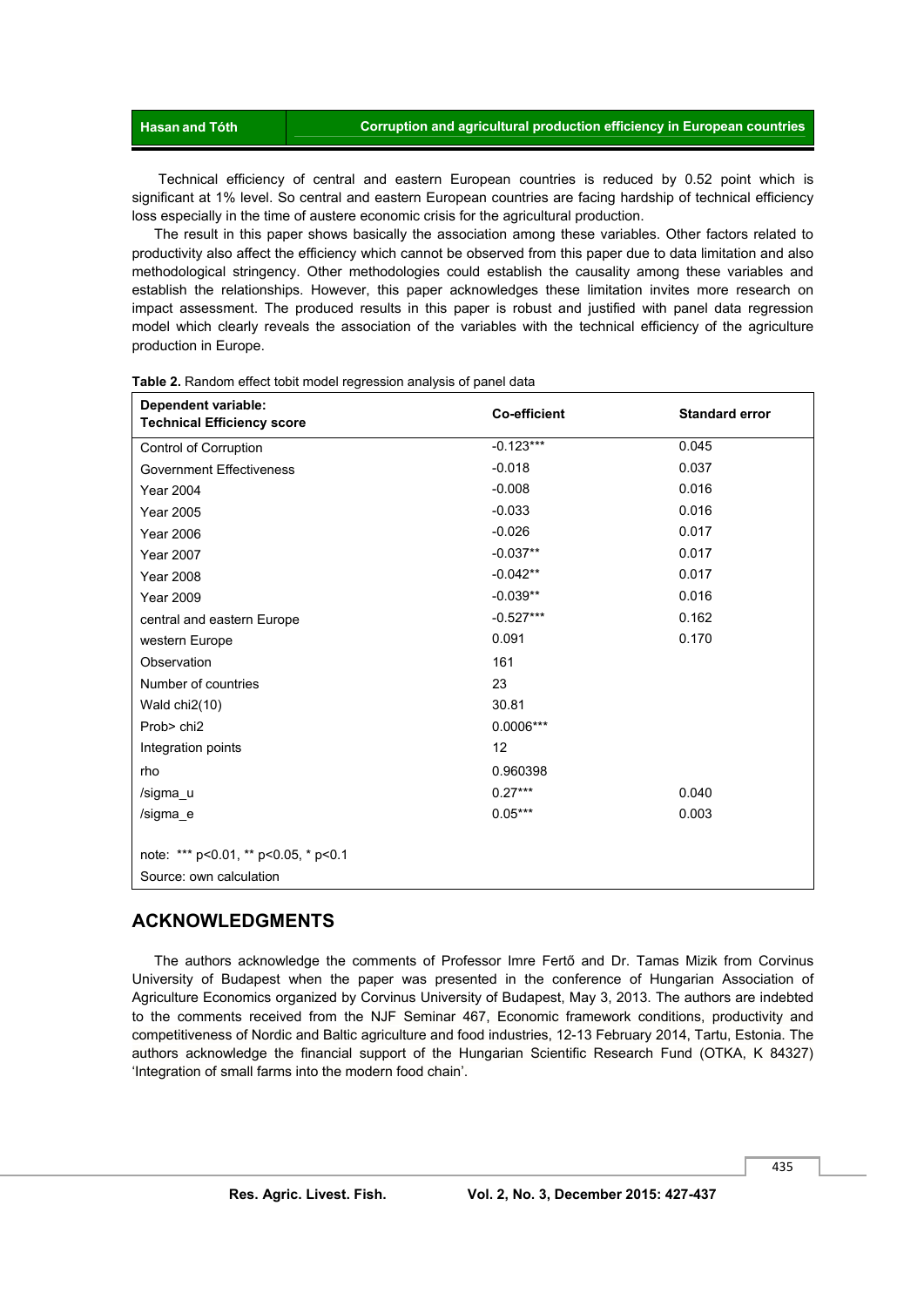Technical efficiency of central and eastern European countries is reduced by 0.52 point which is significant at 1% level. So central and eastern European countries are facing hardship of technical efficiency loss especially in the time of austere economic crisis for the agricultural production.

The result in this paper shows basically the association among these variables. Other factors related to productivity also affect the efficiency which cannot be observed from this paper due to data limitation and also methodological stringency. Other methodologies could establish the causality among these variables and establish the relationships. However, this paper acknowledges these limitation invites more research on impact assessment. The produced results in this paper is robust and justified with panel data regression model which clearly reveals the association of the variables with the technical efficiency of the agriculture production in Europe.

**Table 2.** Random effect tobit model regression analysis of panel data

| Dependent variable: Technical Efficiency score | Co-efficient | Standard error |
|---|---|---|
| Control of Corruption | -0.123*** | 0.045 |
| Government Effectiveness | -0.018 | 0.037 |
| Year 2004 | -0.008 | 0.016 |
| Year 2005 | -0.033 | 0.016 |
| Year 2006 | -0.026 | 0.017 |
| Year 2007 | -0.037** | 0.017 |
| Year 2008 | -0.042** | 0.017 |
| Year 2009 | -0.039** | 0.016 |
| central and eastern Europe | -0.527*** | 0.162 |
| western Europe | 0.091 | 0.170 |
| Observation | 161 | |
| Number of countries | 23 | |
| Wald chi2(10) | 30.81 | |
| Prob> chi2 | 0.0006*** | |
| Integration points | 12 | |
| rho | 0.960398 | |
| /sigma_u | 0.27*** | 0.040 |
| /sigma_e | 0.05*** | 0.003 |

note: *** p<0.01, ** p<0.05, * p<0.1

Source: own calculation

## ACKNOWLEDGMENTS

The authors acknowledge the comments of Professor Imre Fertő and Dr. Tamas Mizik from Corvinus University of Budapest when the paper was presented in the conference of Hungarian Association of Agriculture Economics organized by Corvinus University of Budapest, May 3, 2013. The authors are indebted to the comments received from the NJF Seminar 467, Economic framework conditions, productivity and competitiveness of Nordic and Baltic agriculture and food industries, 12-13 February 2014, Tartu, Estonia. The authors acknowledge the financial support of the Hungarian Scientific Research Fund (OTKA, K 84327) 'Integration of small farms into the modern food chain'.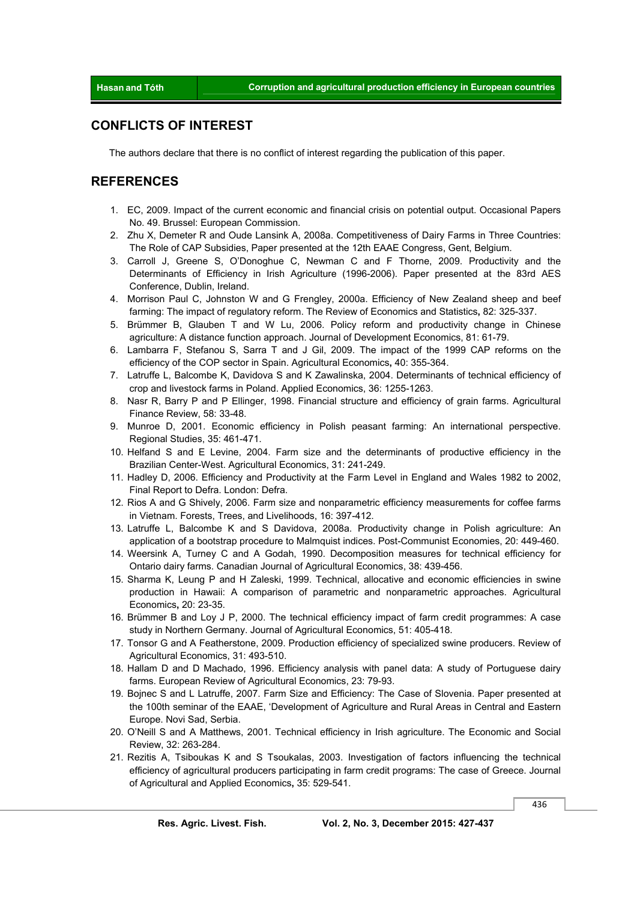## CONFLICTS OF INTEREST

The authors declare that there is no conflict of interest regarding the publication of this paper.

## REFERENCES

1. EC, 2009. Impact of the current economic and financial crisis on potential output. Occasional Papers No. 49. Brussel: European Commission.
2. Zhu X, Demeter R and Oude Lansink A, 2008a. Competitiveness of Dairy Farms in Three Countries: The Role of CAP Subsidies, Paper presented at the 12th EAAE Congress, Gent, Belgium.
3. Carroll J, Greene S, O'Donoghue C, Newman C and F Thorne, 2009. Productivity and the Determinants of Efficiency in Irish Agriculture (1996-2006). Paper presented at the 83rd AES Conference, Dublin, Ireland.
4. Morrison Paul C, Johnston W and G Frengley, 2000a. Efficiency of New Zealand sheep and beef farming: The impact of regulatory reform. The Review of Economics and Statistics, 82: 325-337.
5. Brümmer B, Glauben T and W Lu, 2006. Policy reform and productivity change in Chinese agriculture: A distance function approach. Journal of Development Economics, 81: 61-79.
6. Lambarra F, Stefanou S, Sarra T and J Gil, 2009. The impact of the 1999 CAP reforms on the efficiency of the COP sector in Spain. Agricultural Economics, 40: 355-364.
7. Latruffe L, Balcombe K, Davidova S and K Zawalinska, 2004. Determinants of technical efficiency of crop and livestock farms in Poland. Applied Economics, 36: 1255-1263.
8. Nasr R, Barry P and P Ellinger, 1998. Financial structure and efficiency of grain farms. Agricultural Finance Review, 58: 33-48.
9. Munroe D, 2001. Economic efficiency in Polish peasant farming: An international perspective. Regional Studies, 35: 461-471.
10. Helfand S and E Levine, 2004. Farm size and the determinants of productive efficiency in the Brazilian Center-West. Agricultural Economics, 31: 241-249.
11. Hadley D, 2006. Efficiency and Productivity at the Farm Level in England and Wales 1982 to 2002, Final Report to Defra. London: Defra.
12. Rios A and G Shively, 2006. Farm size and nonparametric efficiency measurements for coffee farms in Vietnam. Forests, Trees, and Livelihoods, 16: 397-412.
13. Latruffe L, Balcombe K and S Davidova, 2008a. Productivity change in Polish agriculture: An application of a bootstrap procedure to Malmquist indices. Post-Communist Economies, 20: 449-460.
14. Weersink A, Turney C and A Godah, 1990. Decomposition measures for technical efficiency for Ontario dairy farms. Canadian Journal of Agricultural Economics, 38: 439-456.
15. Sharma K, Leung P and H Zaleski, 1999. Technical, allocative and economic efficiencies in swine production in Hawaii: A comparison of parametric and nonparametric approaches. Agricultural Economics, 20: 23-35.
16. Brümmer B and Loy J P, 2000. The technical efficiency impact of farm credit programmes: A case study in Northern Germany. Journal of Agricultural Economics, 51: 405-418.
17. Tonsor G and A Featherstone, 2009. Production efficiency of specialized swine producers. Review of Agricultural Economics, 31: 493-510.
18. Hallam D and D Machado, 1996. Efficiency analysis with panel data: A study of Portuguese dairy farms. European Review of Agricultural Economics, 23: 79-93.
19. Bojnec S and L Latruffe, 2007. Farm Size and Efficiency: The Case of Slovenia. Paper presented at the 100th seminar of the EAAE, 'Development of Agriculture and Rural Areas in Central and Eastern Europe. Novi Sad, Serbia.
20. O'Neill S and A Matthews, 2001. Technical efficiency in Irish agriculture. The Economic and Social Review, 32: 263-284.
21. Rezitis A, Tsiboukas K and S Tsoukalas, 2003. Investigation of factors influencing the technical efficiency of agricultural producers participating in farm credit programs: The case of Greece. Journal of Agricultural and Applied Economics, 35: 529-541.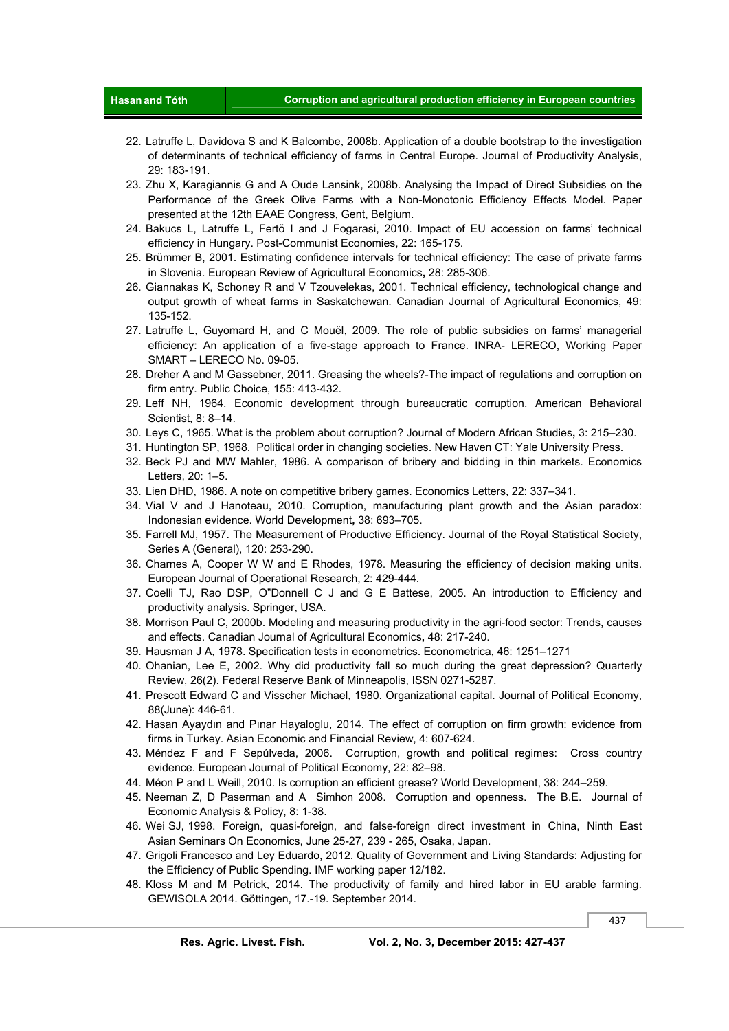22. Latruffe L, Davidova S and K Balcombe, 2008b. Application of a double bootstrap to the investigation of determinants of technical efficiency of farms in Central Europe. Journal of Productivity Analysis, 29: 183-191.
23. Zhu X, Karagiannis G and A Oude Lansink, 2008b. Analysing the Impact of Direct Subsidies on the Performance of the Greek Olive Farms with a Non-Monotonic Efficiency Effects Model. Paper presented at the 12th EAAE Congress, Gent, Belgium.
24. Bakucs L, Latruffe L, Fertö I and J Fogarasi, 2010. Impact of EU accession on farms' technical efficiency in Hungary. Post-Communist Economies, 22: 165-175.
25. Brümmer B, 2001. Estimating confidence intervals for technical efficiency: The case of private farms in Slovenia. European Review of Agricultural Economics**,** 28: 285-306.
26. Giannakas K, Schoney R and V Tzouvelekas, 2001. Technical efficiency, technological change and output growth of wheat farms in Saskatchewan. Canadian Journal of Agricultural Economics, 49: 135-152.
27. Latruffe L, Guyomard H, and C Mouël, 2009. The role of public subsidies on farms' managerial efficiency: An application of a five-stage approach to France. INRA- LERECO, Working Paper SMART – LERECO No. 09-05.
28. Dreher A and M Gassebner, 2011. Greasing the wheels?-The impact of regulations and corruption on firm entry. Public Choice, 155: 413-432.
29. Leff NH, 1964. Economic development through bureaucratic corruption. American Behavioral Scientist, 8: 8–14.
30. Leys C, 1965. What is the problem about corruption? Journal of Modern African Studies**,** 3: 215–230.
31. Huntington SP, 1968. Political order in changing societies. New Haven CT: Yale University Press.
32. Beck PJ and MW Mahler, 1986. A comparison of bribery and bidding in thin markets. Economics Letters, 20: 1–5.
33. Lien DHD, 1986. A note on competitive bribery games. Economics Letters, 22: 337–341.
34. Vial V and J Hanoteau, 2010. Corruption, manufacturing plant growth and the Asian paradox: Indonesian evidence. World Development**,** 38: 693–705.
35. Farrell MJ, 1957. The Measurement of Productive Efficiency. Journal of the Royal Statistical Society, Series A (General), 120: 253-290.
36. Charnes A, Cooper W W and E Rhodes, 1978. Measuring the efficiency of decision making units. European Journal of Operational Research, 2: 429-444.
37. Coelli TJ, Rao DSP, O"Donnell C J and G E Battese, 2005. An introduction to Efficiency and productivity analysis. Springer, USA.
38. Morrison Paul C, 2000b. Modeling and measuring productivity in the agri-food sector: Trends, causes and effects. Canadian Journal of Agricultural Economics**,** 48: 217-240.
39. Hausman J A, 1978. Specification tests in econometrics. Econometrica, 46: 1251–1271
40. Ohanian, Lee E, 2002. Why did productivity fall so much during the great depression? Quarterly Review, 26(2). Federal Reserve Bank of Minneapolis, ISSN 0271-5287.
41. Prescott Edward C and Visscher Michael, 1980. Organizational capital. Journal of Political Economy, 88(June): 446-61.
42. Hasan Ayaydın and Pınar Hayaloglu, 2014. The effect of corruption on firm growth: evidence from firms in Turkey. Asian Economic and Financial Review, 4: 607-624.
43. Méndez F and F Sepúlveda, 2006. Corruption, growth and political regimes: Cross country evidence. European Journal of Political Economy, 22: 82–98.
44. Méon P and L Weill, 2010. Is corruption an efficient grease? World Development, 38: 244–259.
45. Neeman Z, D Paserman and A Simhon 2008. Corruption and openness. The B.E. Journal of Economic Analysis & Policy, 8: 1-38.
46. Wei SJ, 1998. Foreign, quasi-foreign, and false-foreign direct investment in China, Ninth East Asian Seminars On Economics, June 25-27, 239 - 265, Osaka, Japan.
47. Grigoli Francesco and Ley Eduardo, 2012. Quality of Government and Living Standards: Adjusting for the Efficiency of Public Spending. IMF working paper 12/182.
48. Kloss M and M Petrick, 2014. The productivity of family and hired labor in EU arable farming. GEWISOLA 2014. Göttingen, 17.-19. September 2014.